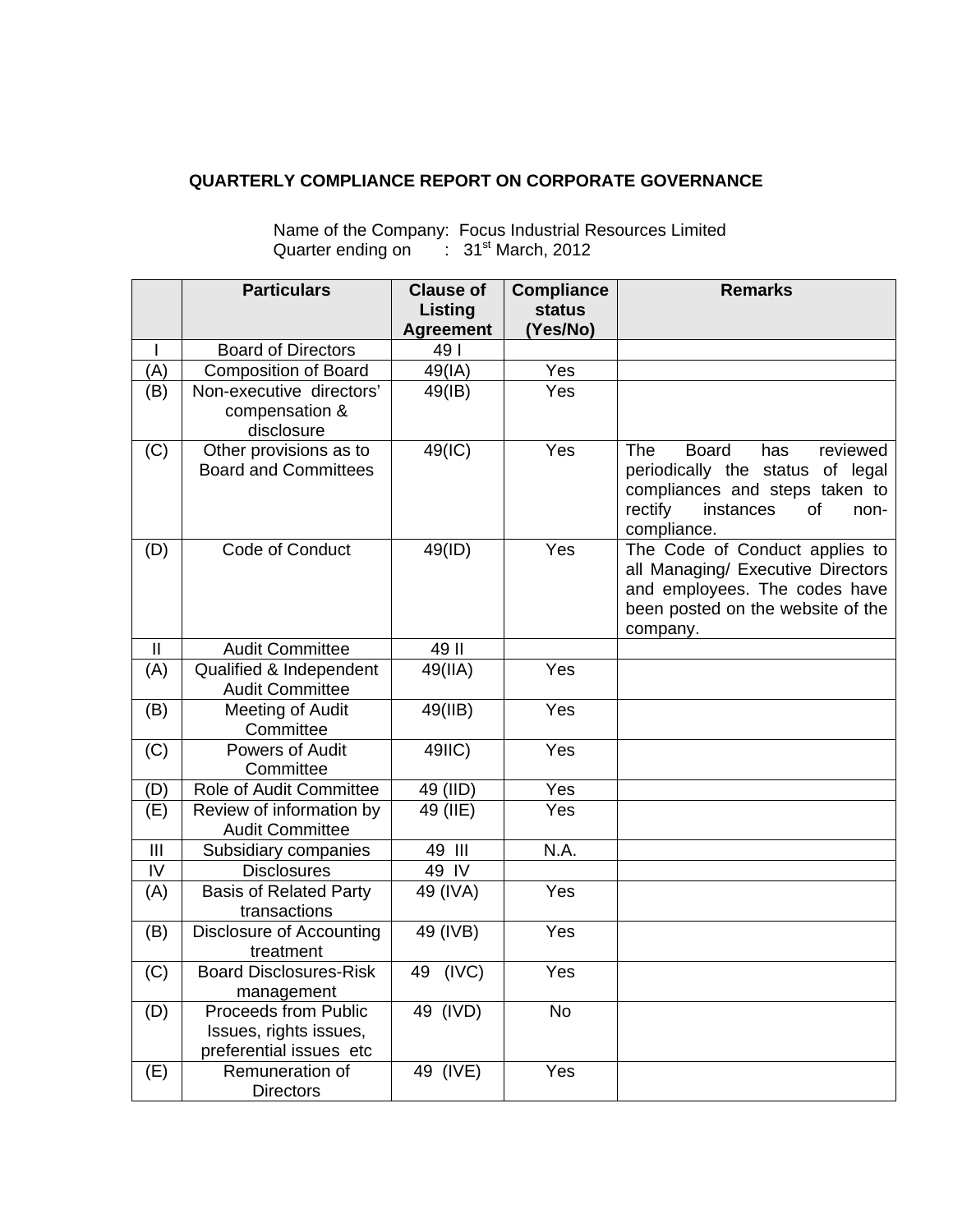## QUARTERLY COMPLIANCE REPORT ON CORPORATE GOVERNANCE

Name of the Company: Focus Industrial Resources Limited
Quarter ending on : 31st March, 2012

| | Particulars | Clause of Listing Agreement | Compliance status (Yes/No) | Remarks |
|---|---|---|---|---|
| I | Board of Directors | 49 I | | |
| (A) | Composition of Board | 49(IA) | Yes | |
| (B) | Non-executive directors' compensation & disclosure | 49(IB) | Yes | |
| (C) | Other provisions as to Board and Committees | 49(IC) | Yes | The Board has reviewed periodically the status of legal compliances and steps taken to rectify instances of non-compliance. |
| (D) | Code of Conduct | 49(ID) | Yes | The Code of Conduct applies to all Managing/ Executive Directors and employees. The codes have been posted on the website of the company. |
| II | Audit Committee | 49 II | | |
| (A) | Qualified & Independent Audit Committee | 49(IIA) | Yes | |
| (B) | Meeting of Audit Committee | 49(IIB) | Yes | |
| (C) | Powers of Audit Committee | 49IIC) | Yes | |
| (D) | Role of Audit Committee | 49 (IID) | Yes | |
| (E) | Review of information by Audit Committee | 49 (IIE) | Yes | |
| III | Subsidiary companies | 49 III | N.A. | |
| IV | Disclosures | 49 IV | | |
| (A) | Basis of Related Party transactions | 49 (IVA) | Yes | |
| (B) | Disclosure of Accounting treatment | 49 (IVB) | Yes | |
| (C) | Board Disclosures-Risk management | 49 (IVC) | Yes | |
| (D) | Proceeds from Public Issues, rights issues, preferential issues etc | 49 (IVD) | No | |
| (E) | Remuneration of Directors | 49 (IVE) | Yes | |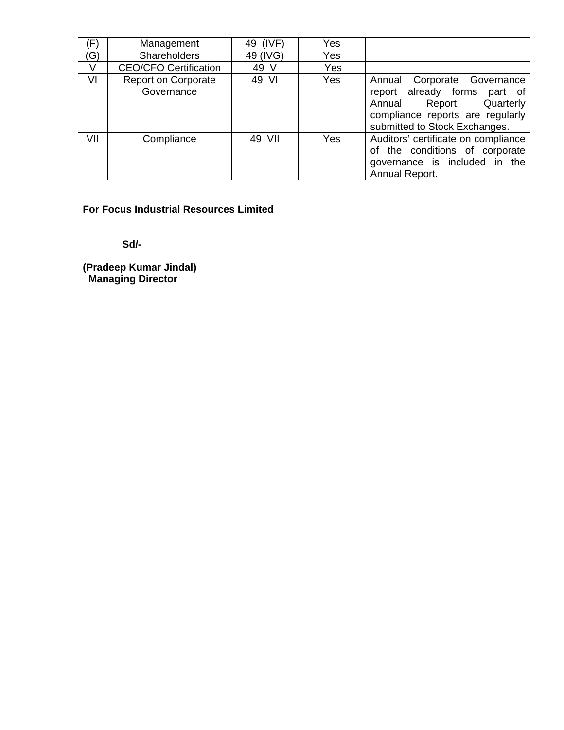| | | | | |
|---|---|---|---|---|
| (F) | Management | 49 (IVF) | Yes | |
| (G) | Shareholders | 49 (IVG) | Yes | |
| V | CEO/CFO Certification | 49 V | Yes | |
| VI | Report on Corporate Governance | 49 VI | Yes | Annual Corporate Governance report already forms part of Annual Report. Quarterly compliance reports are regularly submitted to Stock Exchanges. |
| VII | Compliance | 49 VII | Yes | Auditors' certificate on compliance of the conditions of corporate governance is included in the Annual Report. |

**For Focus Industrial Resources Limited**

**Sd/-**

**(Pradeep Kumar Jindal)**
**Managing Director**